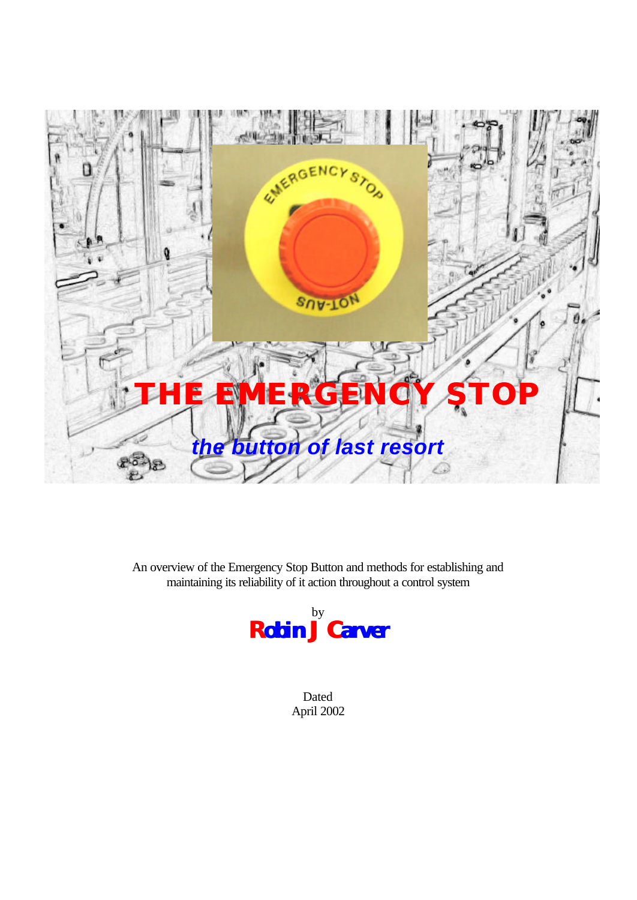# THE EMERGENCY STOP

## *the button of last resort*

An overview of the Emergency Stop Button and methods for establishing and maintaining its reliability of it action throughout a control system

by

**Robin J Carver**

Dated
April 2002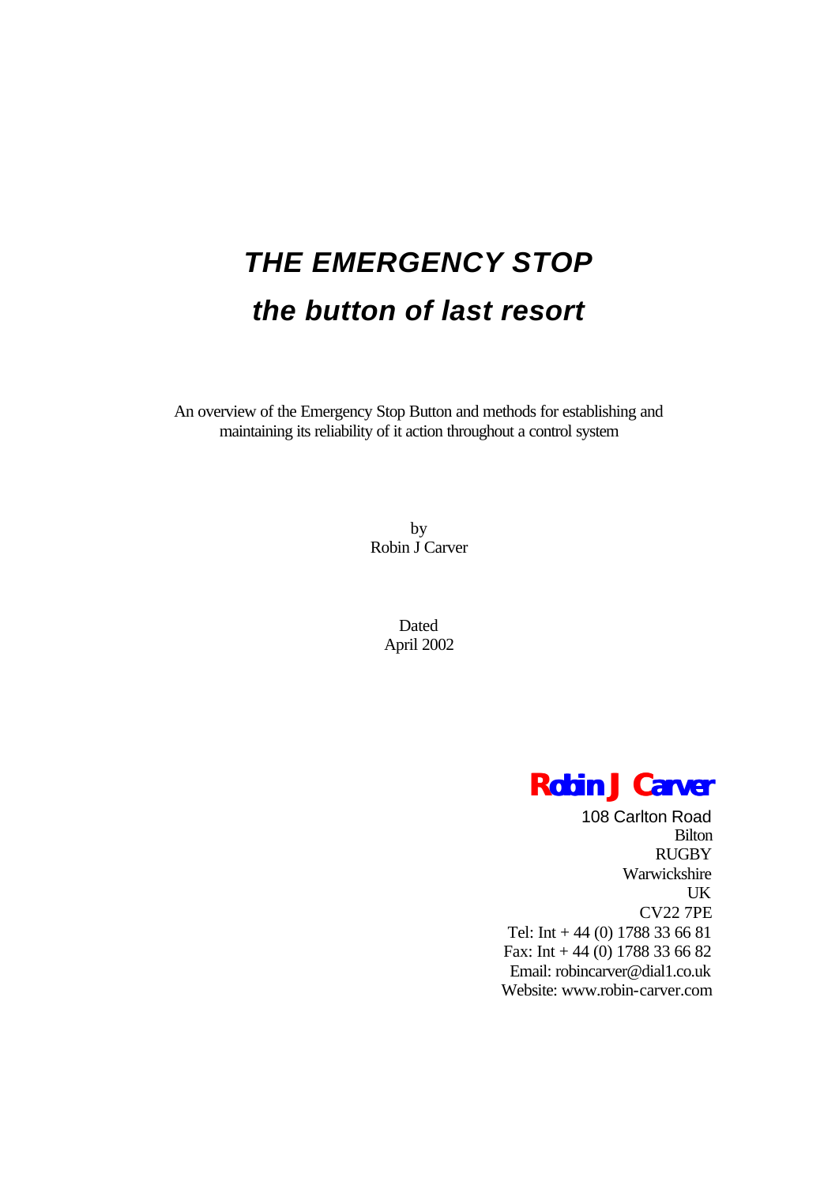# *THE EMERGENCY STOP*

# *the button of last resort*

An overview of the Emergency Stop Button and methods for establishing and maintaining its reliability of it action throughout a control system

by
Robin J Carver

Dated
April 2002

**Robin J Carver**

108 Carlton Road
Bilton
RUGBY
Warwickshire
UK
CV22 7PE
Tel: Int + 44 (0) 1788 33 66 81
Fax: Int + 44 (0) 1788 33 66 82
Email: robincarver@dial1.co.uk
Website: www.robin-carver.com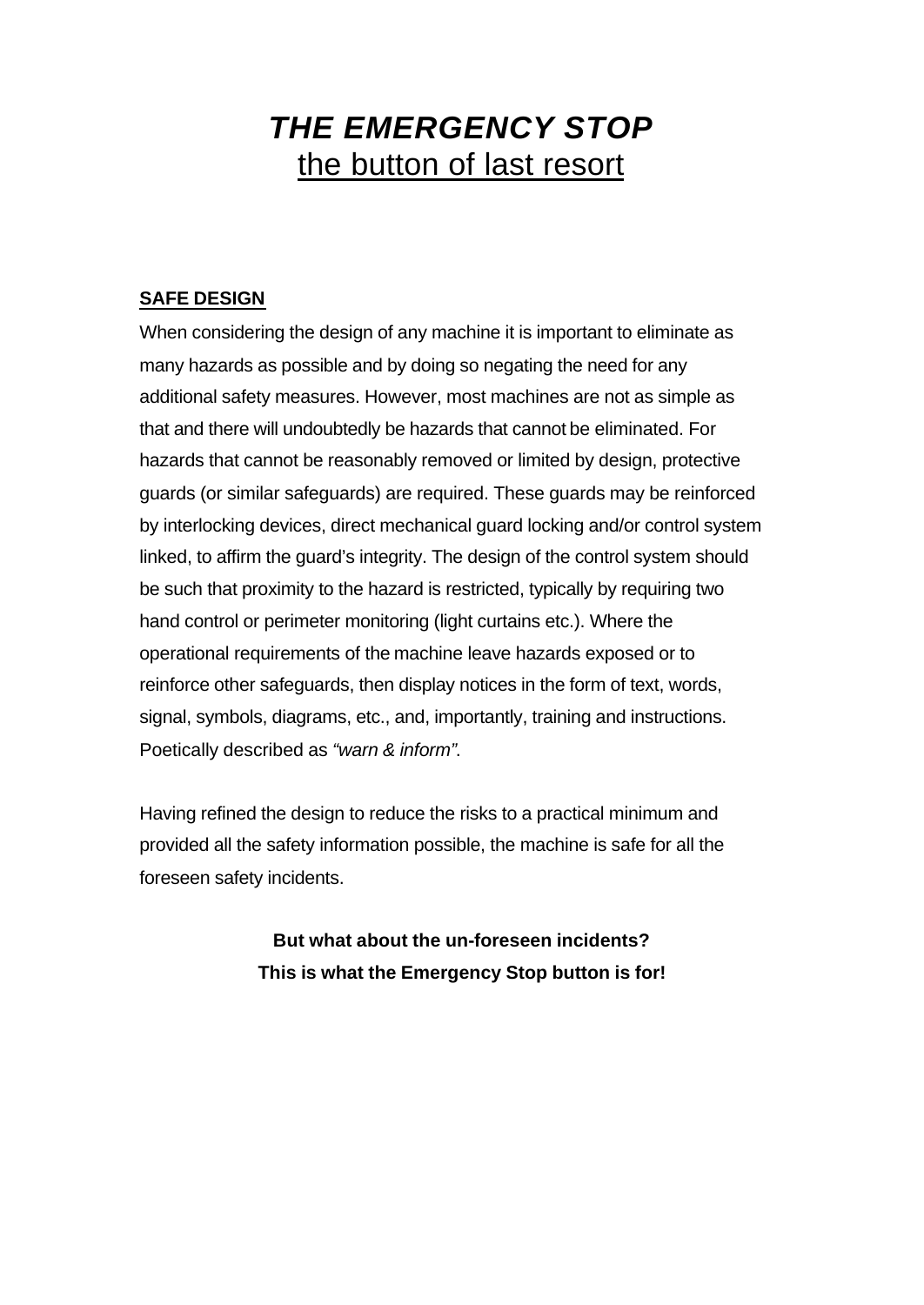# ***THE EMERGENCY STOP***

## the button of last resort

**SAFE DESIGN**

When considering the design of any machine it is important to eliminate as many hazards as possible and by doing so negating the need for any additional safety measures. However, most machines are not as simple as that and there will undoubtedly be hazards that cannot be eliminated. For hazards that cannot be reasonably removed or limited by design, protective guards (or similar safeguards) are required. These guards may be reinforced by interlocking devices, direct mechanical guard locking and/or control system linked, to affirm the guard's integrity. The design of the control system should be such that proximity to the hazard is restricted, typically by requiring two hand control or perimeter monitoring (light curtains etc.). Where the operational requirements of the machine leave hazards exposed or to reinforce other safeguards, then display notices in the form of text, words, signal, symbols, diagrams, etc., and, importantly, training and instructions. Poetically described as *"warn & inform"*.

Having refined the design to reduce the risks to a practical minimum and provided all the safety information possible, the machine is safe for all the foreseen safety incidents.

**But what about the un-foreseen incidents?**
**This is what the Emergency Stop button is for!**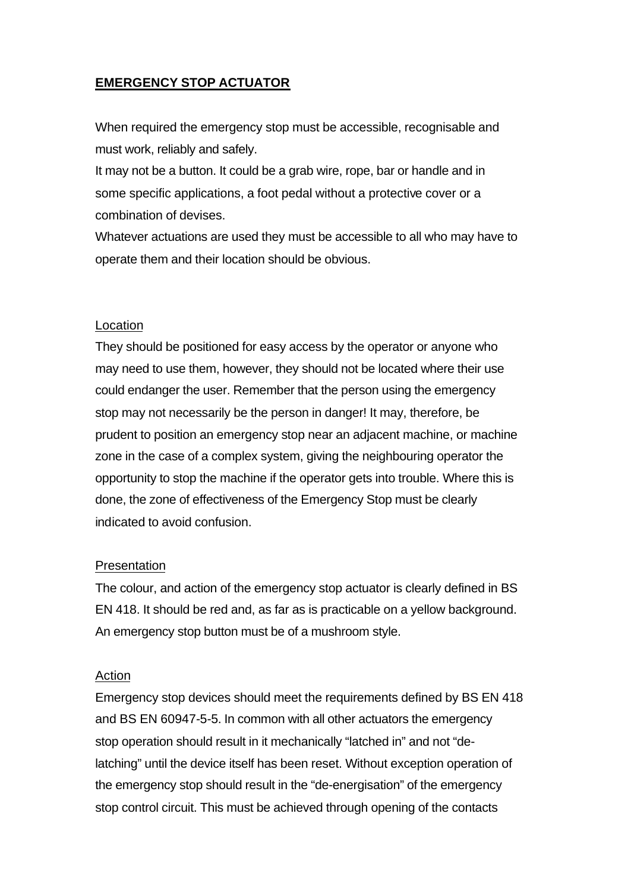## **EMERGENCY STOP ACTUATOR**

When required the emergency stop must be accessible, recognisable and must work, reliably and safely.

It may not be a button. It could be a grab wire, rope, bar or handle and in some specific applications, a foot pedal without a protective cover or a combination of devises.

Whatever actuations are used they must be accessible to all who may have to operate them and their location should be obvious.

### Location

They should be positioned for easy access by the operator or anyone who may need to use them, however, they should not be located where their use could endanger the user. Remember that the person using the emergency stop may not necessarily be the person in danger! It may, therefore, be prudent to position an emergency stop near an adjacent machine, or machine zone in the case of a complex system, giving the neighbouring operator the opportunity to stop the machine if the operator gets into trouble. Where this is done, the zone of effectiveness of the Emergency Stop must be clearly indicated to avoid confusion.

### Presentation

The colour, and action of the emergency stop actuator is clearly defined in BS EN 418. It should be red and, as far as is practicable on a yellow background. An emergency stop button must be of a mushroom style.

### Action

Emergency stop devices should meet the requirements defined by BS EN 418 and BS EN 60947-5-5. In common with all other actuators the emergency stop operation should result in it mechanically "latched in" and not "de-latching" until the device itself has been reset. Without exception operation of the emergency stop should result in the "de-energisation" of the emergency stop control circuit. This must be achieved through opening of the contacts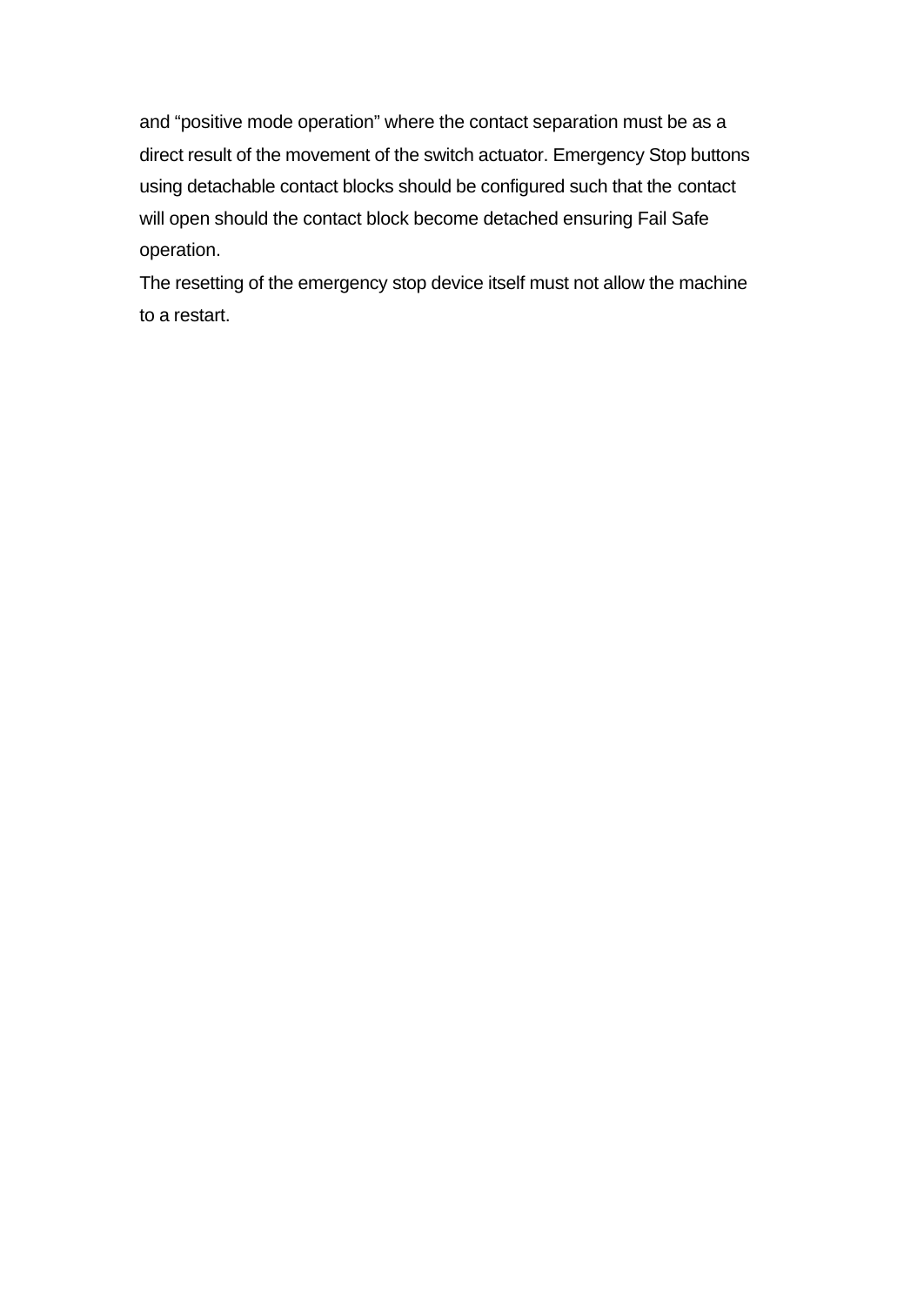and “positive mode operation” where the contact separation must be as a direct result of the movement of the switch actuator. Emergency Stop buttons using detachable contact blocks should be configured such that the contact will open should the contact block become detached ensuring Fail Safe operation.

The resetting of the emergency stop device itself must not allow the machine to a restart.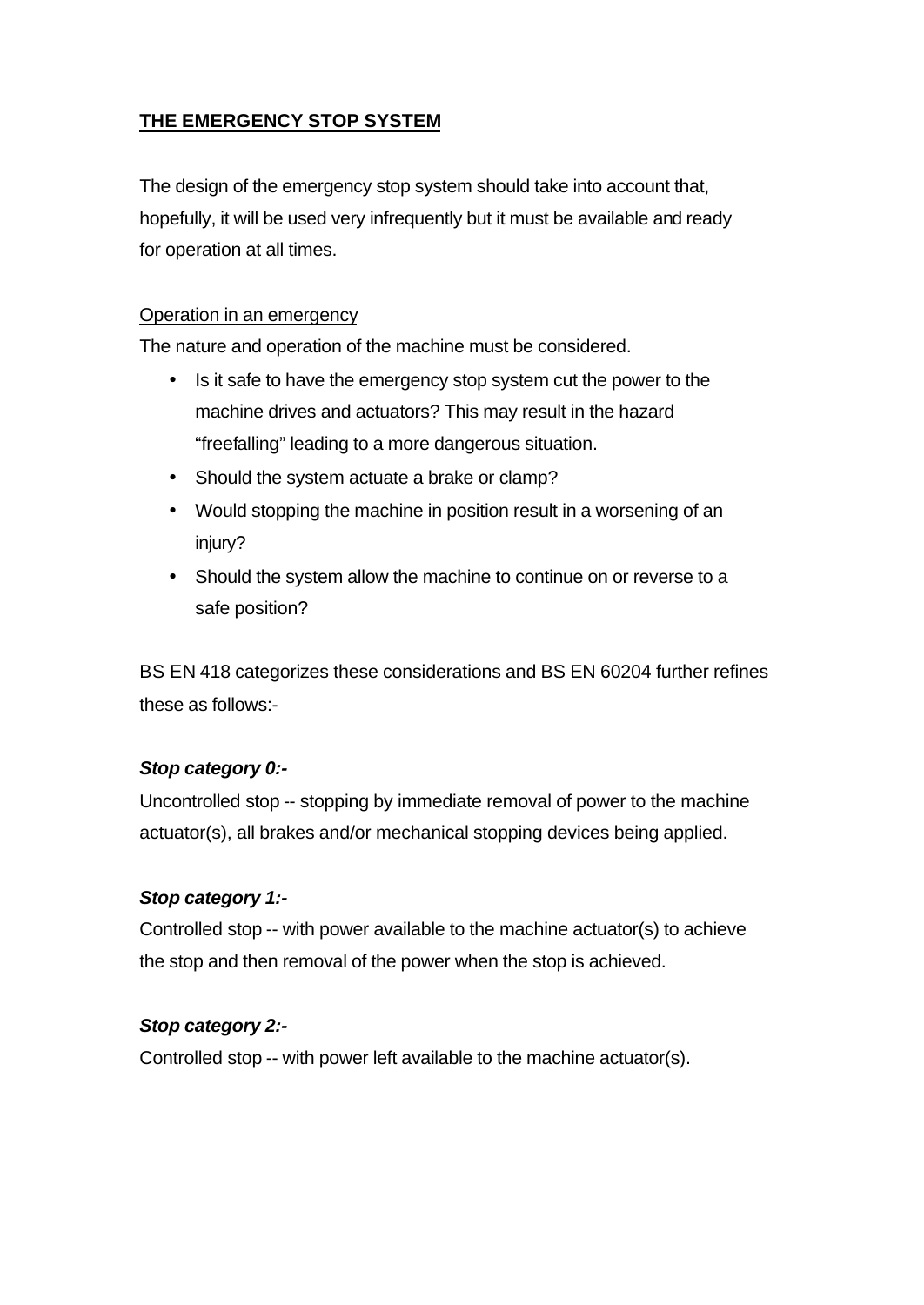## **THE EMERGENCY STOP SYSTEM**

The design of the emergency stop system should take into account that, hopefully, it will be used very infrequently but it must be available and ready for operation at all times.

Operation in an emergency

The nature and operation of the machine must be considered.

- Is it safe to have the emergency stop system cut the power to the machine drives and actuators? This may result in the hazard “freefalling” leading to a more dangerous situation.
- Should the system actuate a brake or clamp?
- Would stopping the machine in position result in a worsening of an injury?
- Should the system allow the machine to continue on or reverse to a safe position?

BS EN 418 categorizes these considerations and BS EN 60204 further refines these as follows:-

***Stop category 0:-***

Uncontrolled stop -- stopping by immediate removal of power to the machine actuator(s), all brakes and/or mechanical stopping devices being applied.

***Stop category 1:-***

Controlled stop -- with power available to the machine actuator(s) to achieve the stop and then removal of the power when the stop is achieved.

***Stop category 2:-***

Controlled stop -- with power left available to the machine actuator(s).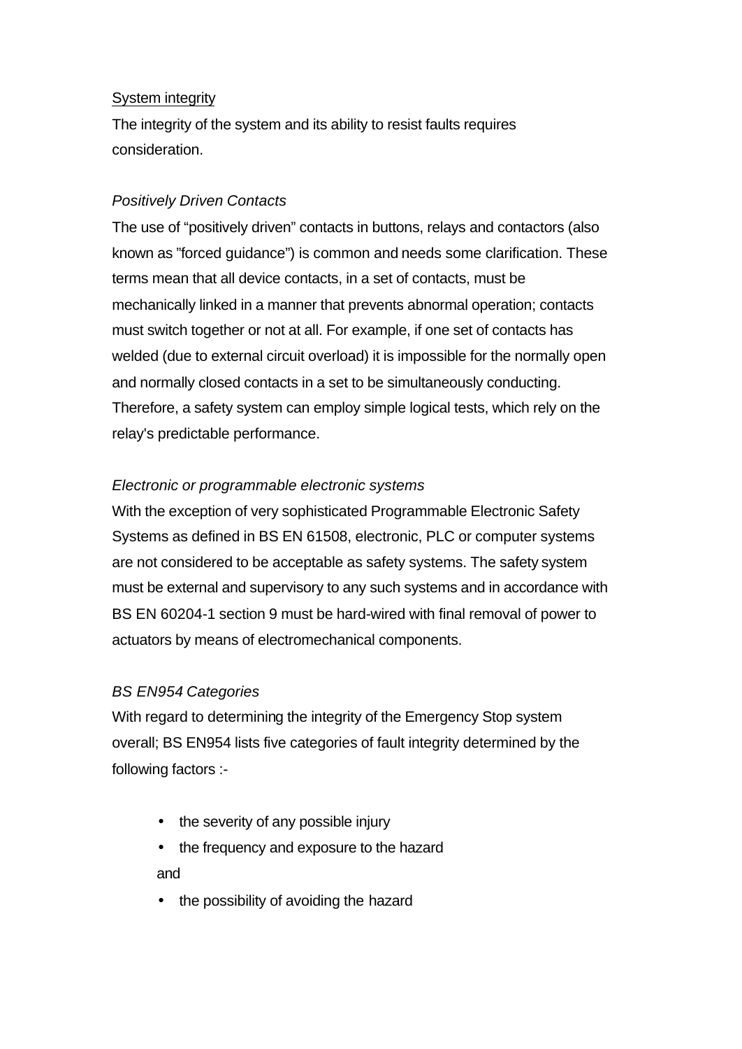System integrity

The integrity of the system and its ability to resist faults requires consideration.

*Positively Driven Contacts*

The use of “positively driven” contacts in buttons, relays and contactors (also known as ”forced guidance”) is common and needs some clarification. These terms mean that all device contacts, in a set of contacts, must be mechanically linked in a manner that prevents abnormal operation; contacts must switch together or not at all. For example, if one set of contacts has welded (due to external circuit overload) it is impossible for the normally open and normally closed contacts in a set to be simultaneously conducting. Therefore, a safety system can employ simple logical tests, which rely on the relay's predictable performance.

*Electronic or programmable electronic systems*

With the exception of very sophisticated Programmable Electronic Safety Systems as defined in BS EN 61508, electronic, PLC or computer systems are not considered to be acceptable as safety systems. The safety system must be external and supervisory to any such systems and in accordance with BS EN 60204-1 section 9 must be hard-wired with final removal of power to actuators by means of electromechanical components.

*BS EN954 Categories*

With regard to determining the integrity of the Emergency Stop system overall; BS EN954 lists five categories of fault integrity determined by the following factors :-

- the severity of any possible injury
- the frequency and exposure to the hazard

and

- the possibility of avoiding the hazard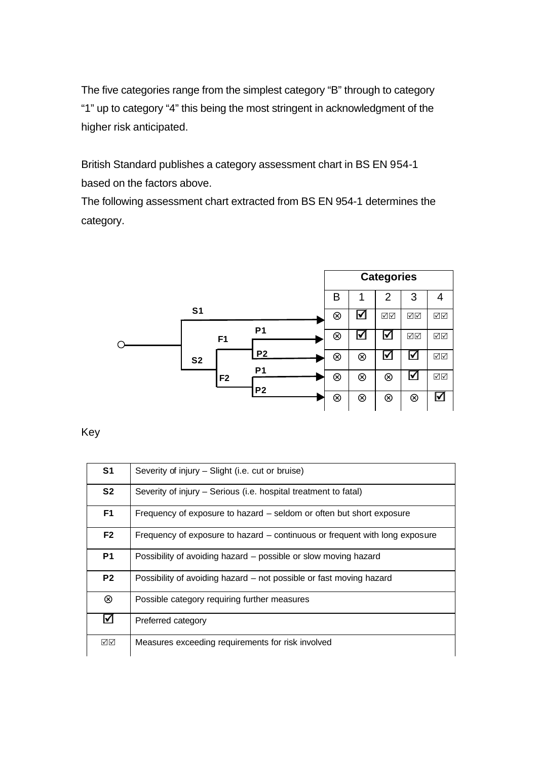The five categories range from the simplest category "B" through to category "1" up to category "4" this being the most stringent in acknowledgment of the higher risk anticipated.

British Standard publishes a category assessment chart in BS EN 954-1 based on the factors above.

The following assessment chart extracted from BS EN 954-1 determines the category.

| Path | B | 1 | 2 | 3 | 4 |
|---|---|---|---|---|---|
| S1 | ⊗ | ☑ | ☑☑ | ☑☑ | ☑☑ |
| S2 – F1 – P1 | ⊗ | ☑ | ☑ | ☑☑ | ☑☑ |
| S2 – F1 – P2 | ⊗ | ⊗ | ☑ | ☑ | ☑☑ |
| S2 – F2 – P1 | ⊗ | ⊗ | ⊗ | ☑ | ☑☑ |
| S2 – F2 – P2 | ⊗ | ⊗ | ⊗ | ⊗ | ☑ |

Key

| | |
|---|---|
| **S1** | Severity of injury – Slight (i.e. cut or bruise) |
| **S2** | Severity of injury – Serious (i.e. hospital treatment to fatal) |
| **F1** | Frequency of exposure to hazard – seldom or often but short exposure |
| **F2** | Frequency of exposure to hazard – continuous or frequent with long exposure |
| **P1** | Possibility of avoiding hazard – possible or slow moving hazard |
| **P2** | Possibility of avoiding hazard – not possible or fast moving hazard |
| ⊗ | Possible category requiring further measures |
| ☑ | Preferred category |
| ☑☑ | Measures exceeding requirements for risk involved |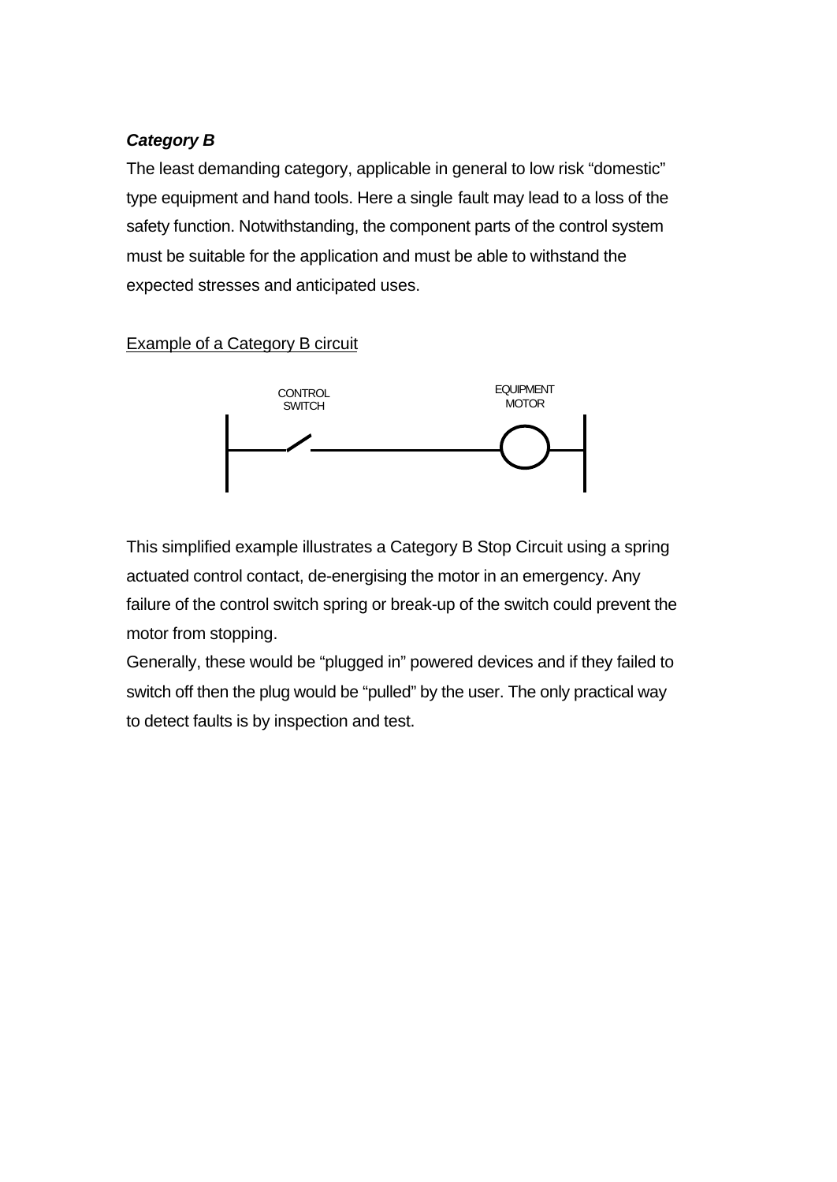***Category B***

The least demanding category, applicable in general to low risk "domestic" type equipment and hand tools. Here a single fault may lead to a loss of the safety function. Notwithstanding, the component parts of the control system must be suitable for the application and must be able to withstand the expected stresses and anticipated uses.

<u>Example of a Category B circuit</u>

CONTROL SWITCH

EQUIPMENT MOTOR

This simplified example illustrates a Category B Stop Circuit using a spring actuated control contact, de-energising the motor in an emergency. Any failure of the control switch spring or break-up of the switch could prevent the motor from stopping.

Generally, these would be "plugged in" powered devices and if they failed to switch off then the plug would be "pulled" by the user. The only practical way to detect faults is by inspection and test.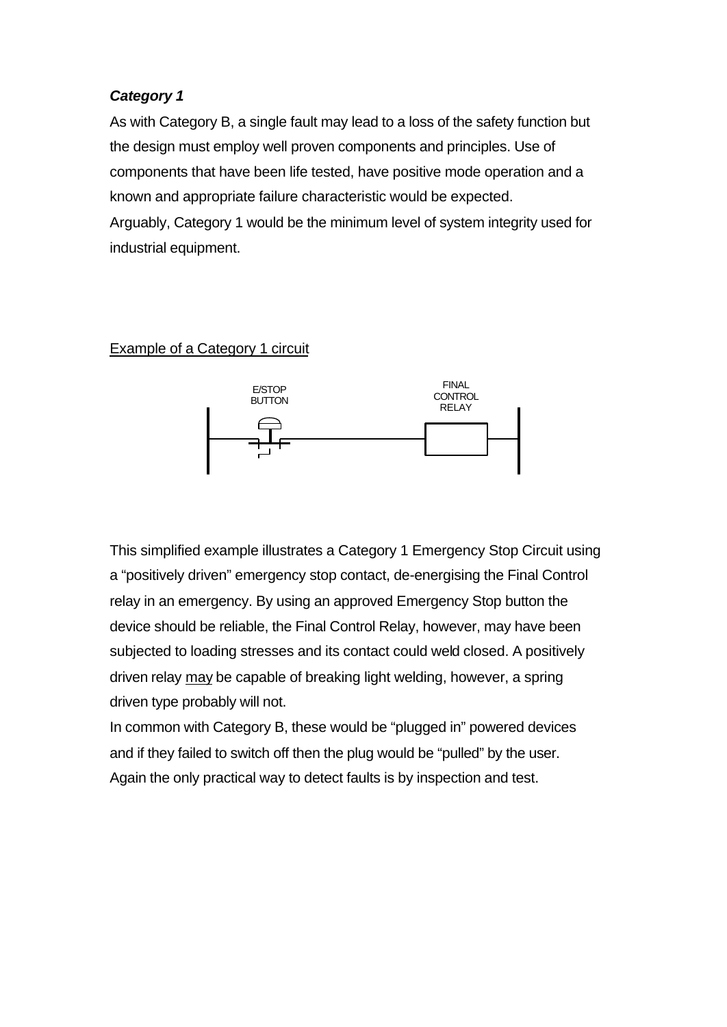***Category 1***

As with Category B, a single fault may lead to a loss of the safety function but the design must employ well proven components and principles. Use of components that have been life tested, have positive mode operation and a known and appropriate failure characteristic would be expected.
Arguably, Category 1 would be the minimum level of system integrity used for industrial equipment.

Example of a Category 1 circuit

E/STOP BUTTON

FINAL CONTROL RELAY

This simplified example illustrates a Category 1 Emergency Stop Circuit using a "positively driven" emergency stop contact, de-energising the Final Control relay in an emergency. By using an approved Emergency Stop button the device should be reliable, the Final Control Relay, however, may have been subjected to loading stresses and its contact could weld closed. A positively driven relay may be capable of breaking light welding, however, a spring driven type probably will not.
In common with Category B, these would be "plugged in" powered devices and if they failed to switch off then the plug would be "pulled" by the user. Again the only practical way to detect faults is by inspection and test.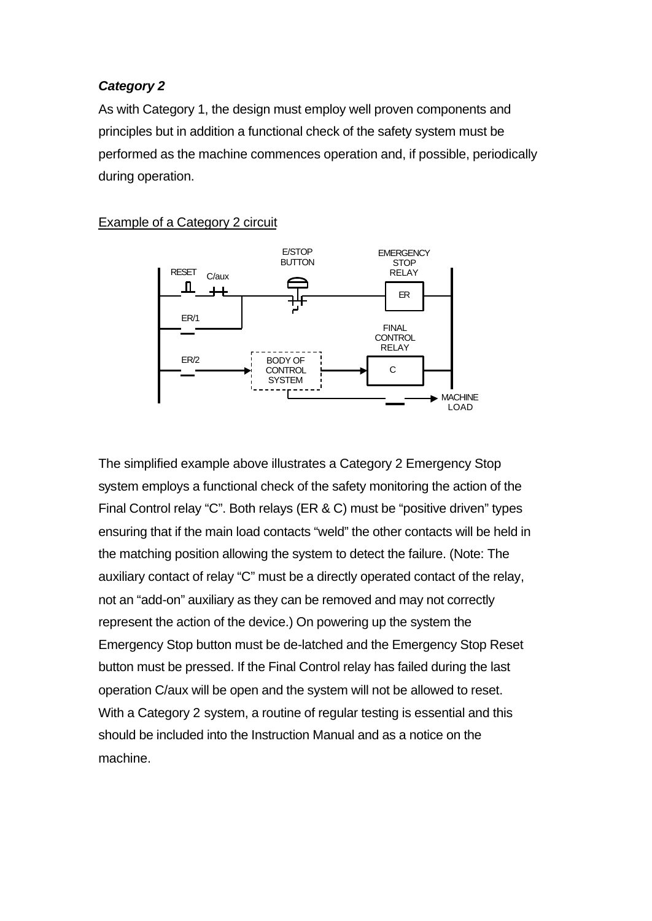***Category 2***

As with Category 1, the design must employ well proven components and principles but in addition a functional check of the safety system must be performed as the machine commences operation and, if possible, periodically during operation.

Example of a Category 2 circuit

The simplified example above illustrates a Category 2 Emergency Stop system employs a functional check of the safety monitoring the action of the Final Control relay "C". Both relays (ER & C) must be "positive driven" types ensuring that if the main load contacts "weld" the other contacts will be held in the matching position allowing the system to detect the failure. (Note: The auxiliary contact of relay "C" must be a directly operated contact of the relay, not an "add-on" auxiliary as they can be removed and may not correctly represent the action of the device.) On powering up the system the Emergency Stop button must be de-latched and the Emergency Stop Reset button must be pressed. If the Final Control relay has failed during the last operation C/aux will be open and the system will not be allowed to reset. With a Category 2 system, a routine of regular testing is essential and this should be included into the Instruction Manual and as a notice on the machine.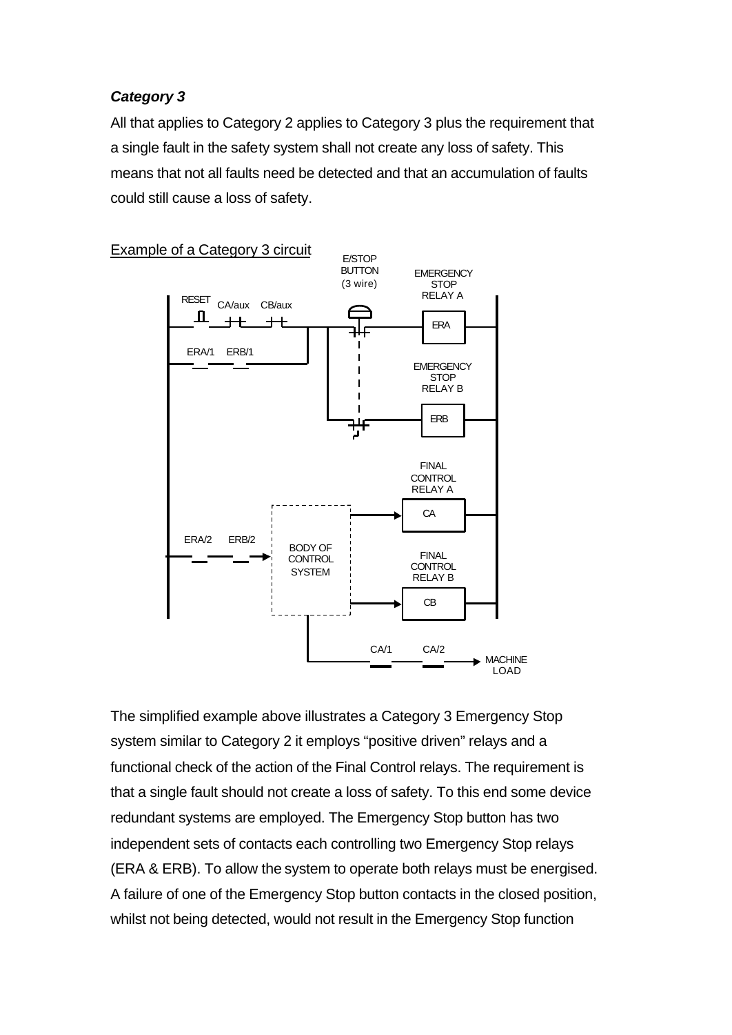### *Category 3*

All that applies to Category 2 applies to Category 3 plus the requirement that a single fault in the safety system shall not create any loss of safety. This means that not all faults need be detected and that an accumulation of faults could still cause a loss of safety.

Example of a Category 3 circuit

The simplified example above illustrates a Category 3 Emergency Stop system similar to Category 2 it employs "positive driven" relays and a functional check of the action of the Final Control relays. The requirement is that a single fault should not create a loss of safety. To this end some device redundant systems are employed. The Emergency Stop button has two independent sets of contacts each controlling two Emergency Stop relays (ERA & ERB). To allow the system to operate both relays must be energised. A failure of one of the Emergency Stop button contacts in the closed position, whilst not being detected, would not result in the Emergency Stop function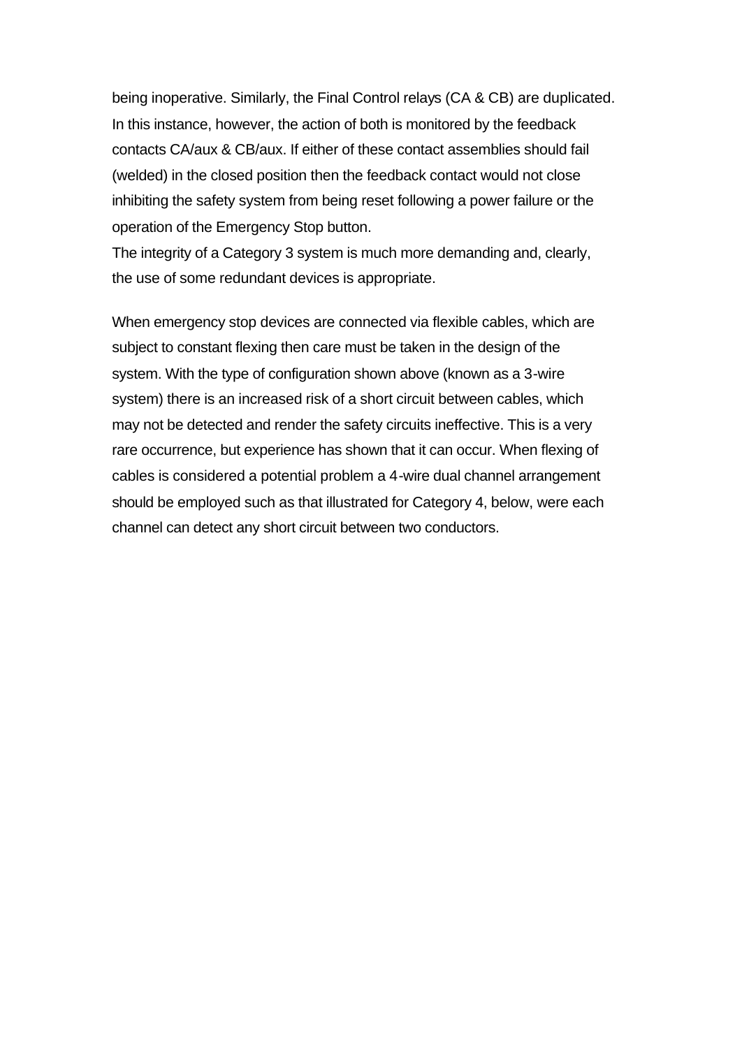being inoperative. Similarly, the Final Control relays (CA & CB) are duplicated. In this instance, however, the action of both is monitored by the feedback contacts CA/aux & CB/aux. If either of these contact assemblies should fail (welded) in the closed position then the feedback contact would not close inhibiting the safety system from being reset following a power failure or the operation of the Emergency Stop button.
The integrity of a Category 3 system is much more demanding and, clearly, the use of some redundant devices is appropriate.

When emergency stop devices are connected via flexible cables, which are subject to constant flexing then care must be taken in the design of the system. With the type of configuration shown above (known as a 3-wire system) there is an increased risk of a short circuit between cables, which may not be detected and render the safety circuits ineffective. This is a very rare occurrence, but experience has shown that it can occur. When flexing of cables is considered a potential problem a 4-wire dual channel arrangement should be employed such as that illustrated for Category 4, below, were each channel can detect any short circuit between two conductors.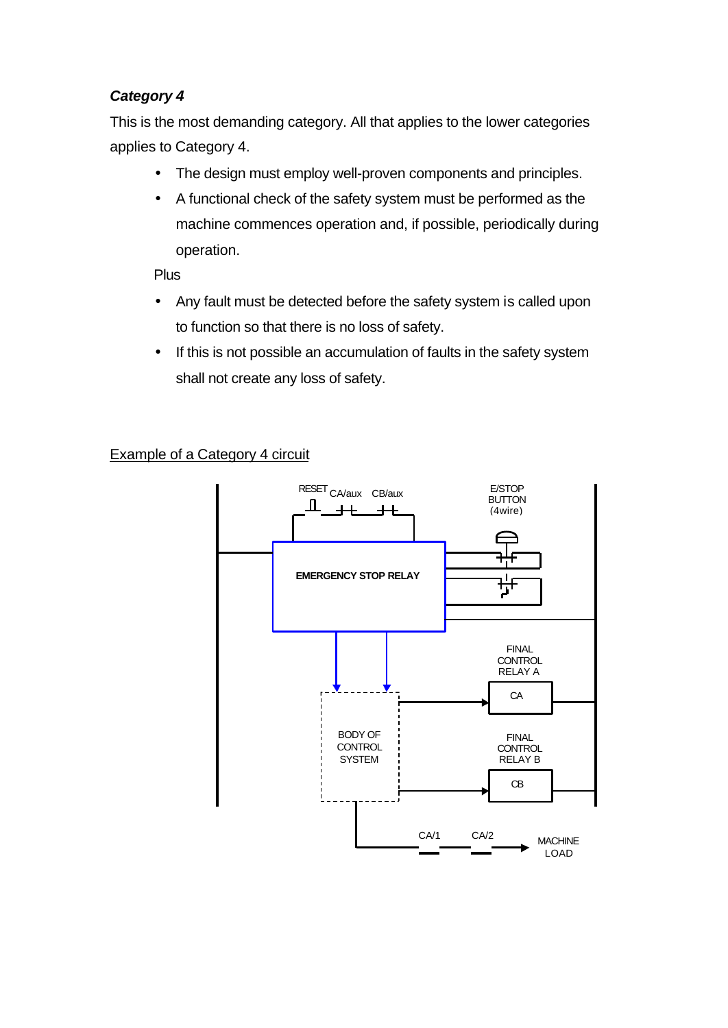*Category 4*

This is the most demanding category. All that applies to the lower categories applies to Category 4.

- The design must employ well-proven components and principles.
- A functional check of the safety system must be performed as the machine commences operation and, if possible, periodically during operation.

Plus

- Any fault must be detected before the safety system is called upon to function so that there is no loss of safety.
- If this is not possible an accumulation of faults in the safety system shall not create any loss of safety.

<u>Example of a Category 4 circuit</u>

RESET CA/aux CB/aux

E/STOP BUTTON (4wire)

EMERGENCY STOP RELAY

FINAL CONTROL RELAY A

CA

BODY OF CONTROL SYSTEM

FINAL CONTROL RELAY B

CB

CA/1 CA/2

MACHINE LOAD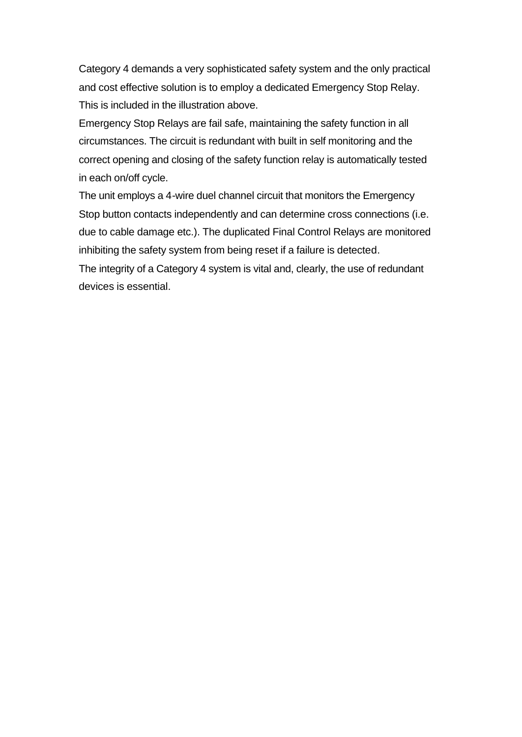Category 4 demands a very sophisticated safety system and the only practical and cost effective solution is to employ a dedicated Emergency Stop Relay. This is included in the illustration above.

Emergency Stop Relays are fail safe, maintaining the safety function in all circumstances. The circuit is redundant with built in self monitoring and the correct opening and closing of the safety function relay is automatically tested in each on/off cycle.

The unit employs a 4-wire duel channel circuit that monitors the Emergency Stop button contacts independently and can determine cross connections (i.e. due to cable damage etc.). The duplicated Final Control Relays are monitored inhibiting the safety system from being reset if a failure is detected.

The integrity of a Category 4 system is vital and, clearly, the use of redundant devices is essential.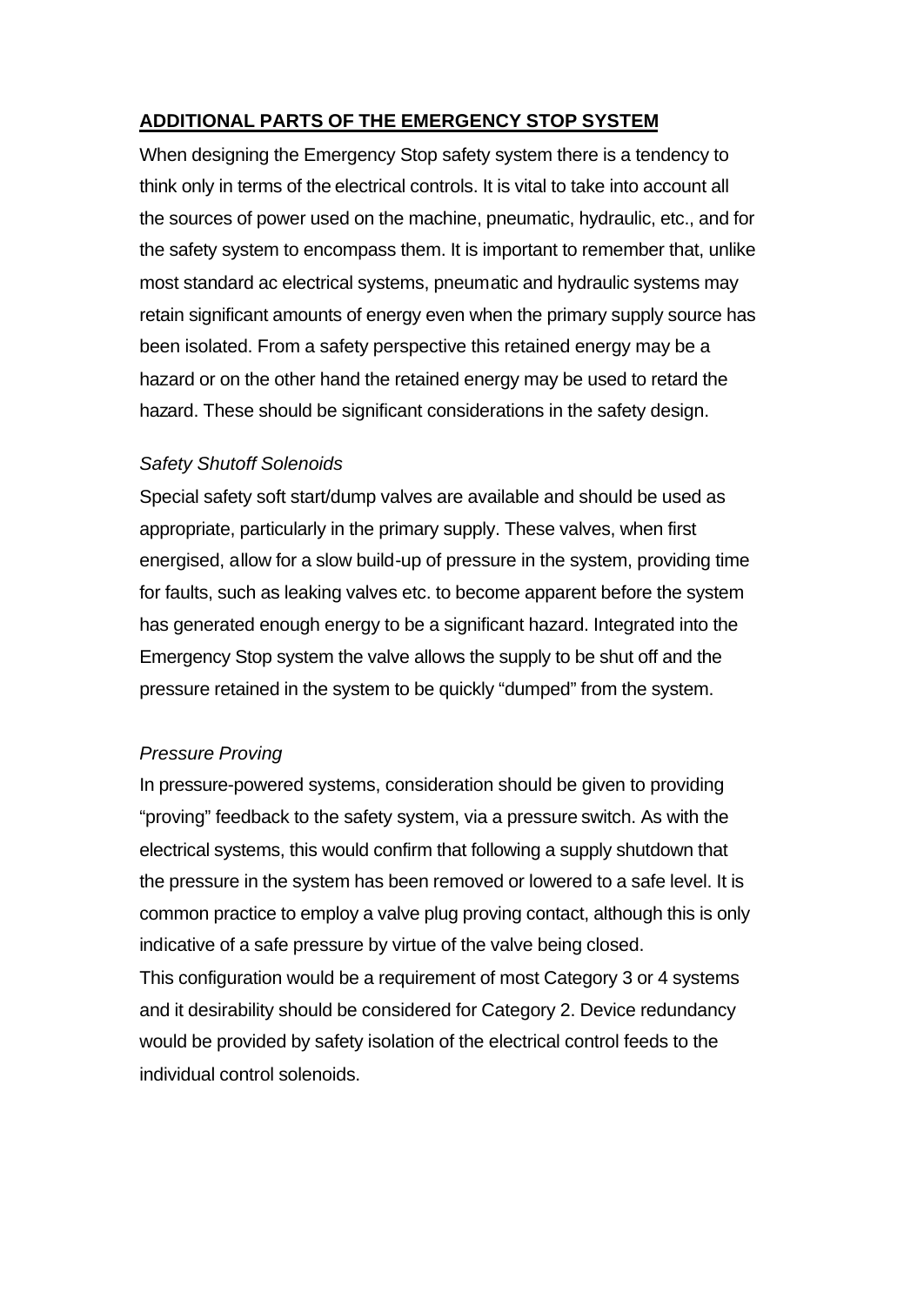## ADDITIONAL PARTS OF THE EMERGENCY STOP SYSTEM

When designing the Emergency Stop safety system there is a tendency to think only in terms of the electrical controls. It is vital to take into account all the sources of power used on the machine, pneumatic, hydraulic, etc., and for the safety system to encompass them. It is important to remember that, unlike most standard ac electrical systems, pneumatic and hydraulic systems may retain significant amounts of energy even when the primary supply source has been isolated. From a safety perspective this retained energy may be a hazard or on the other hand the retained energy may be used to retard the hazard. These should be significant considerations in the safety design.

*Safety Shutoff Solenoids*

Special safety soft start/dump valves are available and should be used as appropriate, particularly in the primary supply. These valves, when first energised, allow for a slow build-up of pressure in the system, providing time for faults, such as leaking valves etc. to become apparent before the system has generated enough energy to be a significant hazard. Integrated into the Emergency Stop system the valve allows the supply to be shut off and the pressure retained in the system to be quickly "dumped" from the system.

*Pressure Proving*

In pressure-powered systems, consideration should be given to providing "proving" feedback to the safety system, via a pressure switch. As with the electrical systems, this would confirm that following a supply shutdown that the pressure in the system has been removed or lowered to a safe level. It is common practice to employ a valve plug proving contact, although this is only indicative of a safe pressure by virtue of the valve being closed.

This configuration would be a requirement of most Category 3 or 4 systems and it desirability should be considered for Category 2. Device redundancy would be provided by safety isolation of the electrical control feeds to the individual control solenoids.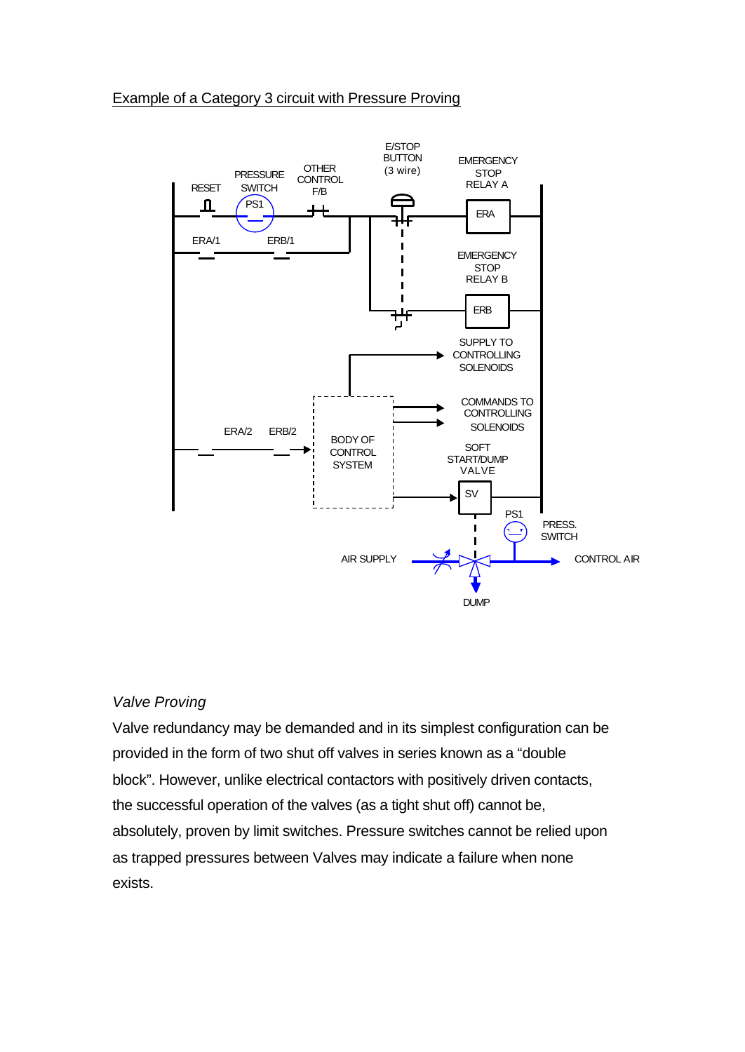Example of a Category 3 circuit with Pressure Proving

*Valve Proving*

Valve redundancy may be demanded and in its simplest configuration can be provided in the form of two shut off valves in series known as a "double block". However, unlike electrical contactors with positively driven contacts, the successful operation of the valves (as a tight shut off) cannot be, absolutely, proven by limit switches. Pressure switches cannot be relied upon as trapped pressures between Valves may indicate a failure when none exists.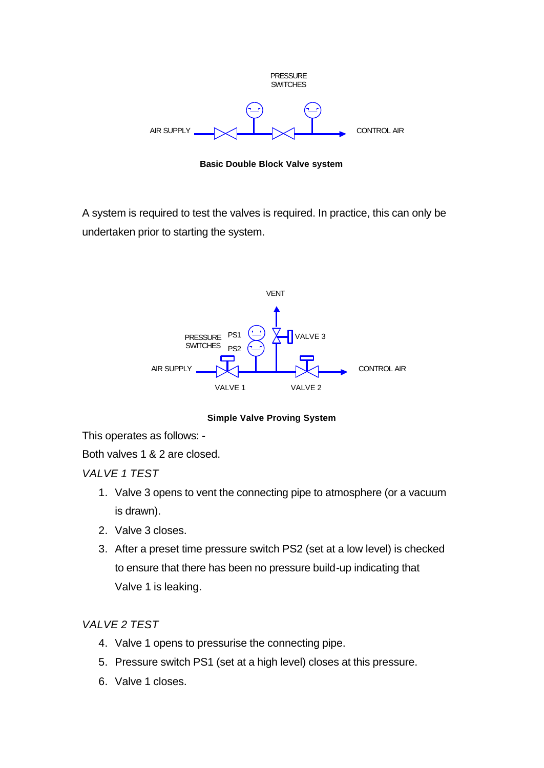PRESSURE SWITCHES

AIR SUPPLY CONTROL AIR

**Basic Double Block Valve system**

A system is required to test the valves is required. In practice, this can only be undertaken prior to starting the system.

VENT

PRESSURE SWITCHES PS1 PS2 VALVE 3

AIR SUPPLY CONTROL AIR

VALVE 1 VALVE 2

**Simple Valve Proving System**

This operates as follows: -

Both valves 1 & 2 are closed.

*VALVE 1 TEST*

1. Valve 3 opens to vent the connecting pipe to atmosphere (or a vacuum is drawn).
2. Valve 3 closes.
3. After a preset time pressure switch PS2 (set at a low level) is checked to ensure that there has been no pressure build-up indicating that Valve 1 is leaking.

*VALVE 2 TEST*

4. Valve 1 opens to pressurise the connecting pipe.
5. Pressure switch PS1 (set at a high level) closes at this pressure.
6. Valve 1 closes.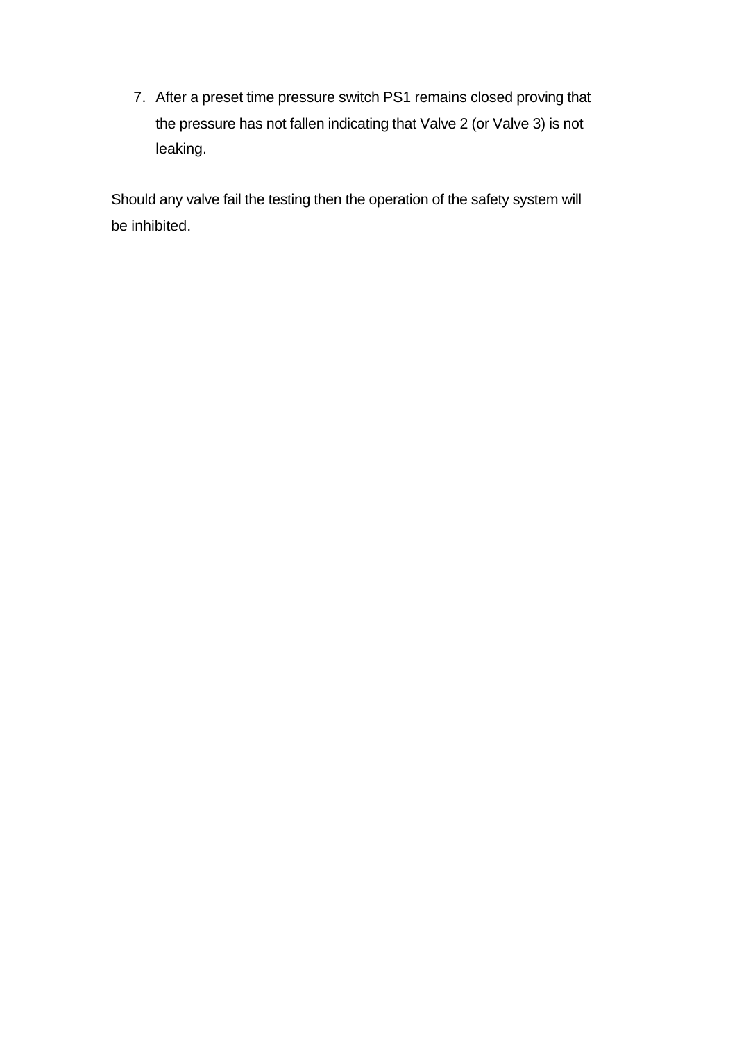7. After a preset time pressure switch PS1 remains closed proving that the pressure has not fallen indicating that Valve 2 (or Valve 3) is not leaking.

Should any valve fail the testing then the operation of the safety system will be inhibited.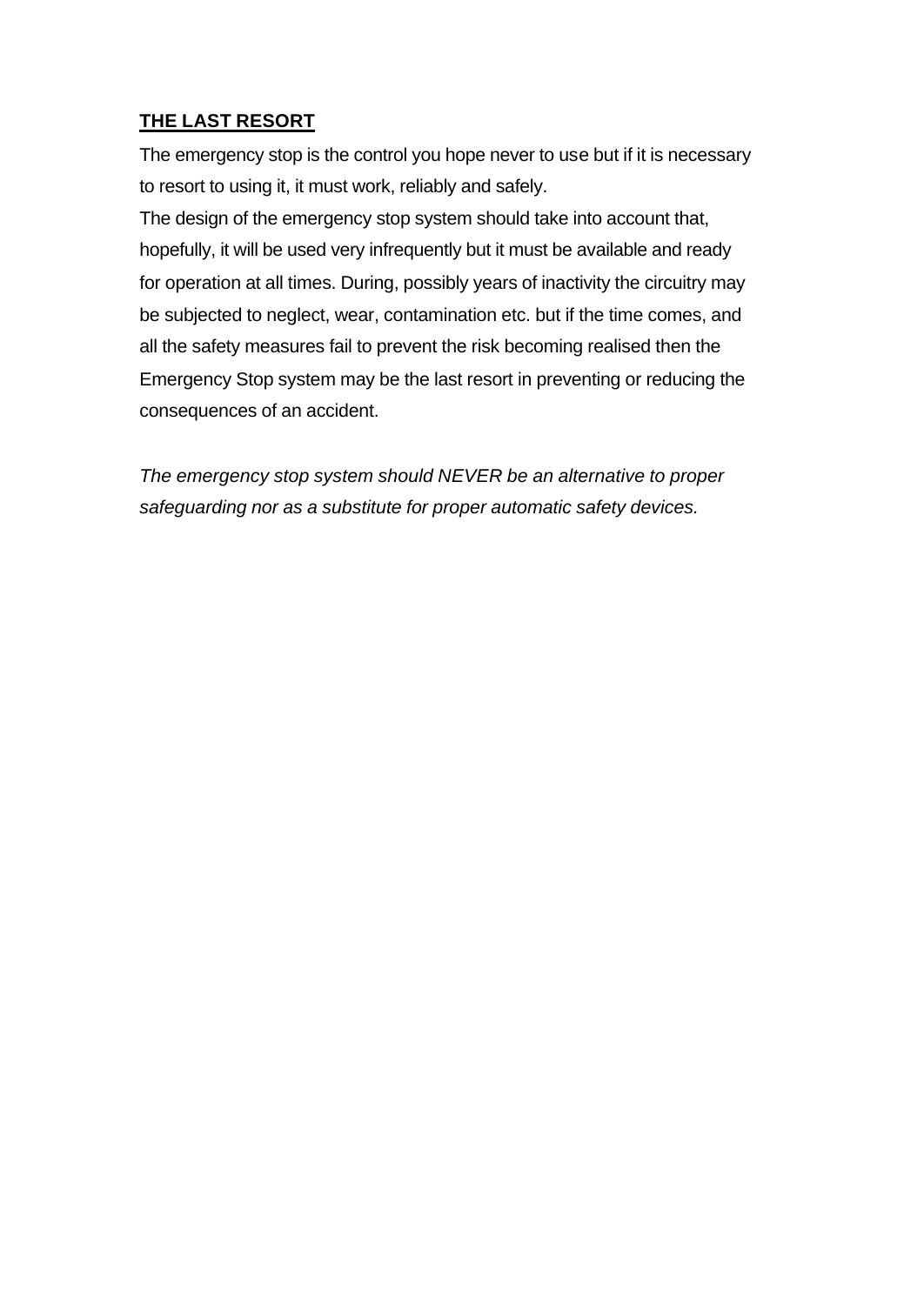## **THE LAST RESORT**

The emergency stop is the control you hope never to use but if it is necessary to resort to using it, it must work, reliably and safely.

The design of the emergency stop system should take into account that, hopefully, it will be used very infrequently but it must be available and ready for operation at all times. During, possibly years of inactivity the circuitry may be subjected to neglect, wear, contamination etc. but if the time comes, and all the safety measures fail to prevent the risk becoming realised then the Emergency Stop system may be the last resort in preventing or reducing the consequences of an accident.

*The emergency stop system should NEVER be an alternative to proper safeguarding nor as a substitute for proper automatic safety devices.*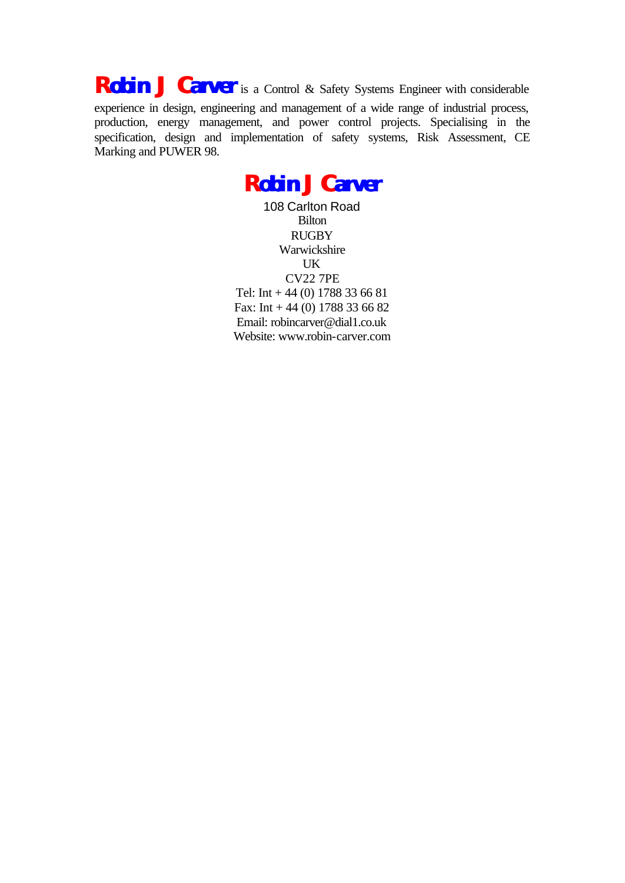**Robin J Carver** is a Control & Safety Systems Engineer with considerable experience in design, engineering and management of a wide range of industrial process, production, energy management, and power control projects. Specialising in the specification, design and implementation of safety systems, Risk Assessment, CE Marking and PUWER 98.

**Robin J Carver**

108 Carlton Road
Bilton
RUGBY
Warwickshire
UK
CV22 7PE
Tel: Int + 44 (0) 1788 33 66 81
Fax: Int + 44 (0) 1788 33 66 82
Email: robincarver@dial1.co.uk
Website: www.robin-carver.com